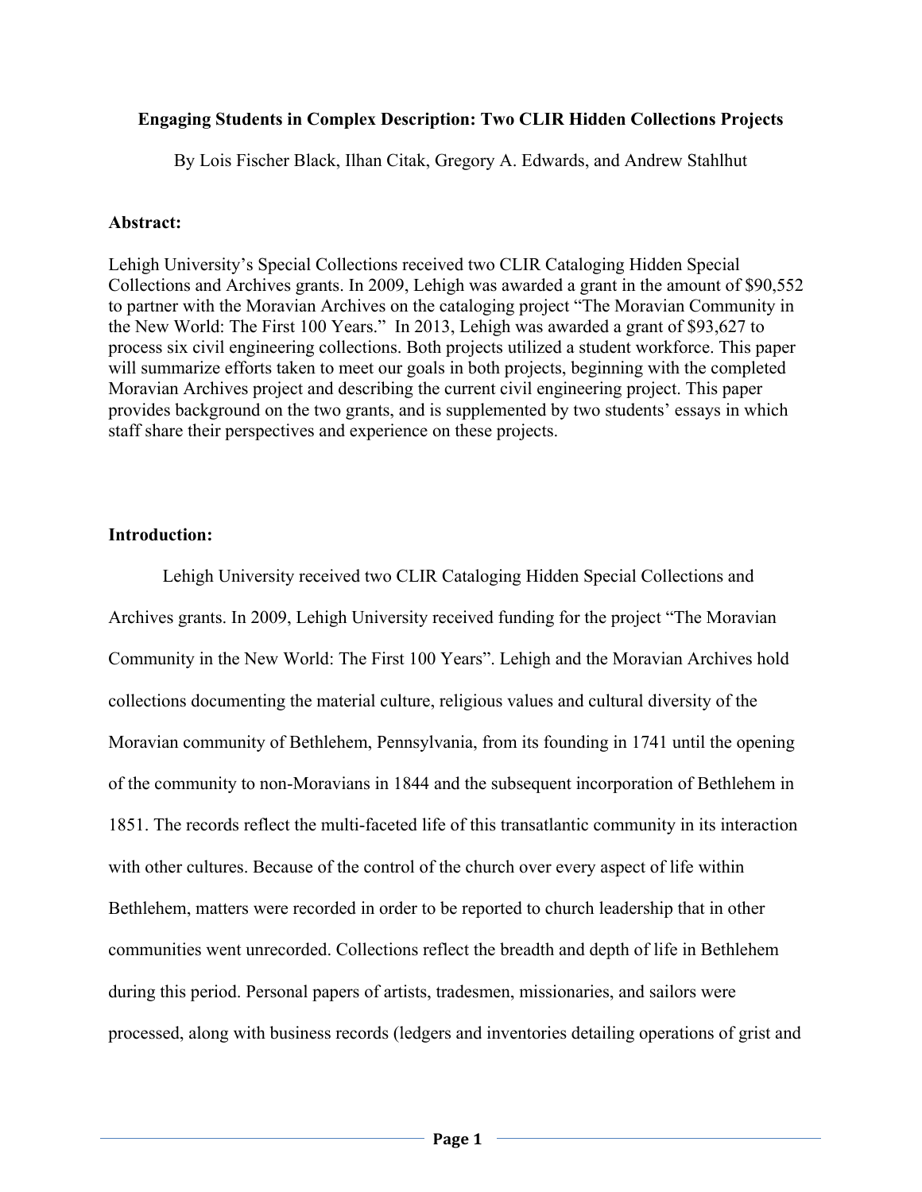# Engaging Students in Complex Description: Two CLIR Hidden Collections Projects

By Lois Fischer Black, Ilhan Citak, Gregory A. Edwards, and Andrew Stahlhut

**Abstract:**

Lehigh University's Special Collections received two CLIR Cataloging Hidden Special Collections and Archives grants. In 2009, Lehigh was awarded a grant in the amount of $90,552 to partner with the Moravian Archives on the cataloging project "The Moravian Community in the New World: The First 100 Years." In 2013, Lehigh was awarded a grant of $93,627 to process six civil engineering collections. Both projects utilized a student workforce. This paper will summarize efforts taken to meet our goals in both projects, beginning with the completed Moravian Archives project and describing the current civil engineering project. This paper provides background on the two grants, and is supplemented by two students' essays in which staff share their perspectives and experience on these projects.

**Introduction:**

Lehigh University received two CLIR Cataloging Hidden Special Collections and Archives grants. In 2009, Lehigh University received funding for the project "The Moravian Community in the New World: The First 100 Years". Lehigh and the Moravian Archives hold collections documenting the material culture, religious values and cultural diversity of the Moravian community of Bethlehem, Pennsylvania, from its founding in 1741 until the opening of the community to non-Moravians in 1844 and the subsequent incorporation of Bethlehem in 1851. The records reflect the multi-faceted life of this transatlantic community in its interaction with other cultures. Because of the control of the church over every aspect of life within Bethlehem, matters were recorded in order to be reported to church leadership that in other communities went unrecorded. Collections reflect the breadth and depth of life in Bethlehem during this period. Personal papers of artists, tradesmen, missionaries, and sailors were processed, along with business records (ledgers and inventories detailing operations of grist and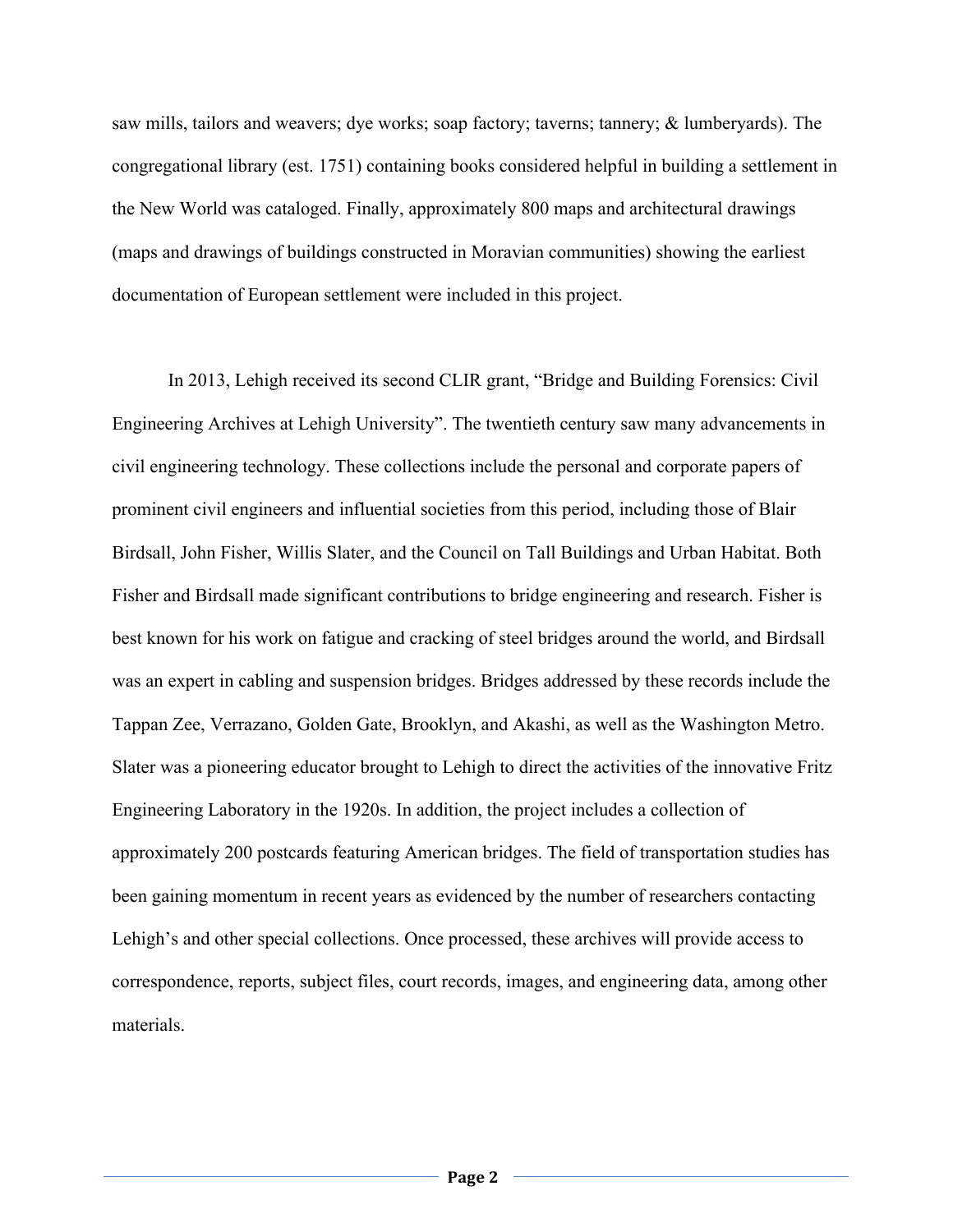saw mills, tailors and weavers; dye works; soap factory; taverns; tannery; & lumberyards). The congregational library (est. 1751) containing books considered helpful in building a settlement in the New World was cataloged. Finally, approximately 800 maps and architectural drawings (maps and drawings of buildings constructed in Moravian communities) showing the earliest documentation of European settlement were included in this project.

In 2013, Lehigh received its second CLIR grant, "Bridge and Building Forensics: Civil Engineering Archives at Lehigh University". The twentieth century saw many advancements in civil engineering technology. These collections include the personal and corporate papers of prominent civil engineers and influential societies from this period, including those of Blair Birdsall, John Fisher, Willis Slater, and the Council on Tall Buildings and Urban Habitat. Both Fisher and Birdsall made significant contributions to bridge engineering and research. Fisher is best known for his work on fatigue and cracking of steel bridges around the world, and Birdsall was an expert in cabling and suspension bridges. Bridges addressed by these records include the Tappan Zee, Verrazano, Golden Gate, Brooklyn, and Akashi, as well as the Washington Metro. Slater was a pioneering educator brought to Lehigh to direct the activities of the innovative Fritz Engineering Laboratory in the 1920s. In addition, the project includes a collection of approximately 200 postcards featuring American bridges. The field of transportation studies has been gaining momentum in recent years as evidenced by the number of researchers contacting Lehigh's and other special collections. Once processed, these archives will provide access to correspondence, reports, subject files, court records, images, and engineering data, among other materials.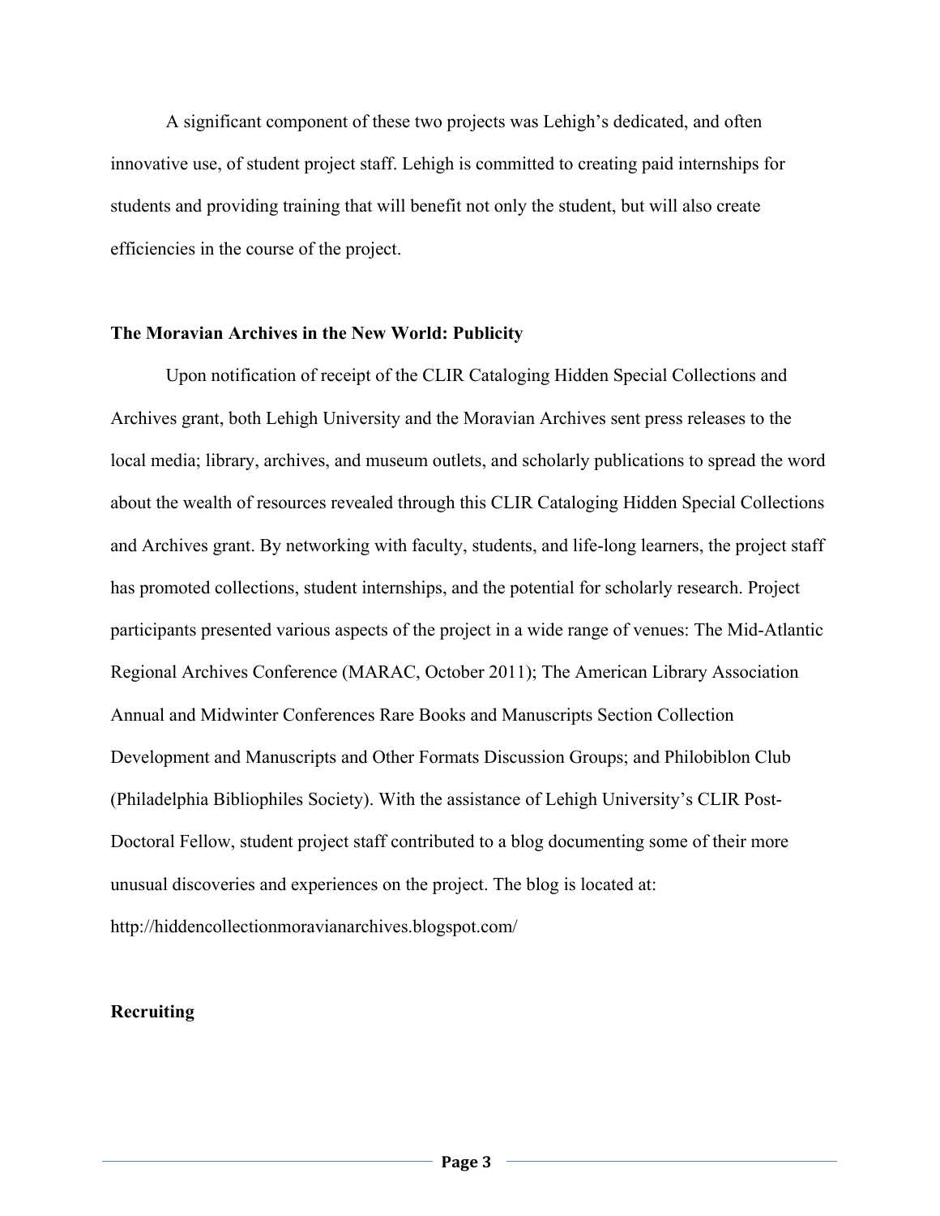A significant component of these two projects was Lehigh's dedicated, and often innovative use, of student project staff. Lehigh is committed to creating paid internships for students and providing training that will benefit not only the student, but will also create efficiencies in the course of the project.

**The Moravian Archives in the New World: Publicity**

Upon notification of receipt of the CLIR Cataloging Hidden Special Collections and Archives grant, both Lehigh University and the Moravian Archives sent press releases to the local media; library, archives, and museum outlets, and scholarly publications to spread the word about the wealth of resources revealed through this CLIR Cataloging Hidden Special Collections and Archives grant. By networking with faculty, students, and life-long learners, the project staff has promoted collections, student internships, and the potential for scholarly research. Project participants presented various aspects of the project in a wide range of venues: The Mid-Atlantic Regional Archives Conference (MARAC, October 2011); The American Library Association Annual and Midwinter Conferences Rare Books and Manuscripts Section Collection Development and Manuscripts and Other Formats Discussion Groups; and Philobiblon Club (Philadelphia Bibliophiles Society). With the assistance of Lehigh University's CLIR Post-Doctoral Fellow, student project staff contributed to a blog documenting some of their more unusual discoveries and experiences on the project. The blog is located at: http://hiddencollectionmoravianarchives.blogspot.com/

**Recruiting**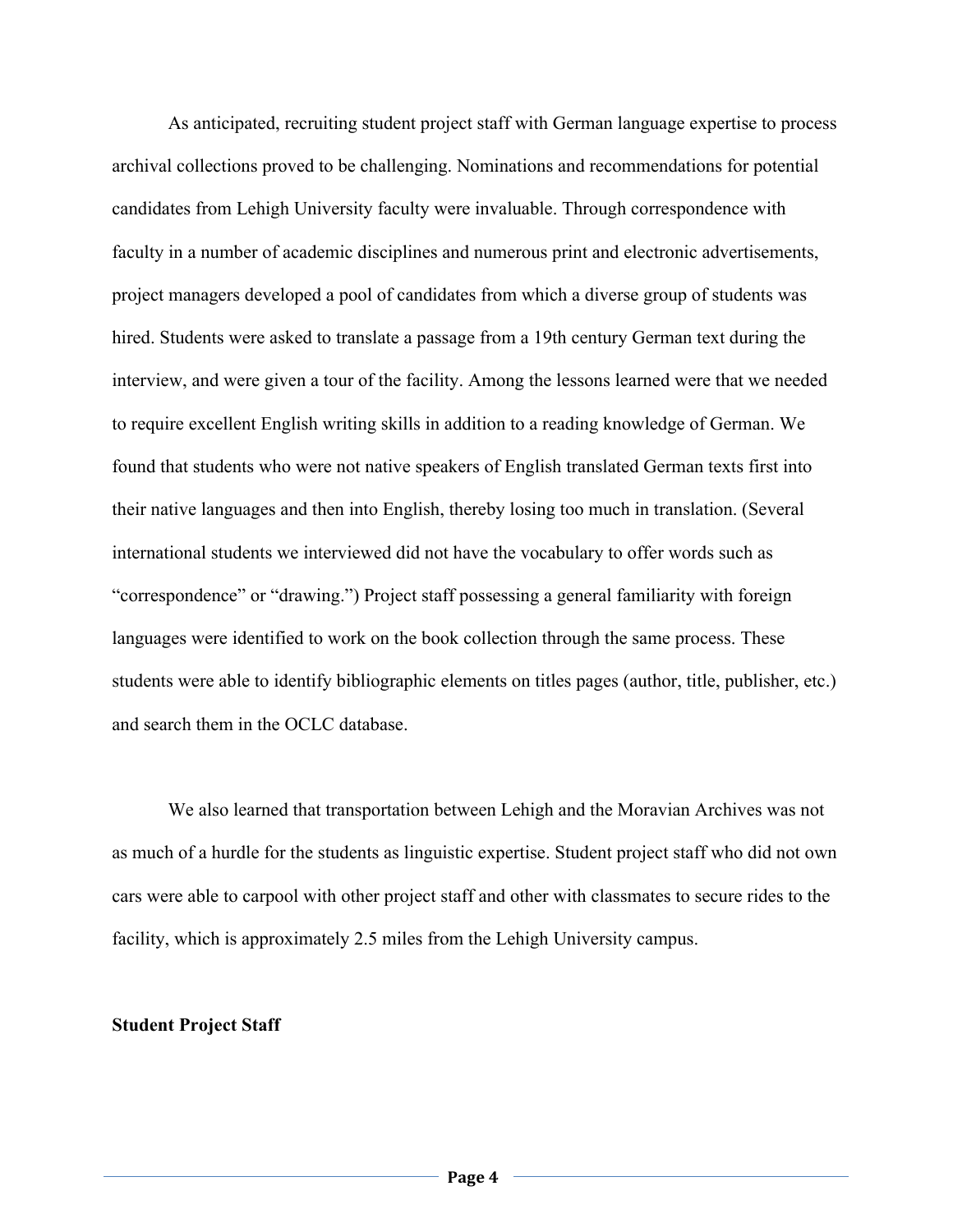As anticipated, recruiting student project staff with German language expertise to process archival collections proved to be challenging. Nominations and recommendations for potential candidates from Lehigh University faculty were invaluable. Through correspondence with faculty in a number of academic disciplines and numerous print and electronic advertisements, project managers developed a pool of candidates from which a diverse group of students was hired. Students were asked to translate a passage from a 19th century German text during the interview, and were given a tour of the facility. Among the lessons learned were that we needed to require excellent English writing skills in addition to a reading knowledge of German. We found that students who were not native speakers of English translated German texts first into their native languages and then into English, thereby losing too much in translation. (Several international students we interviewed did not have the vocabulary to offer words such as "correspondence" or "drawing.") Project staff possessing a general familiarity with foreign languages were identified to work on the book collection through the same process. These students were able to identify bibliographic elements on titles pages (author, title, publisher, etc.) and search them in the OCLC database.

We also learned that transportation between Lehigh and the Moravian Archives was not as much of a hurdle for the students as linguistic expertise. Student project staff who did not own cars were able to carpool with other project staff and other with classmates to secure rides to the facility, which is approximately 2.5 miles from the Lehigh University campus.

**Student Project Staff**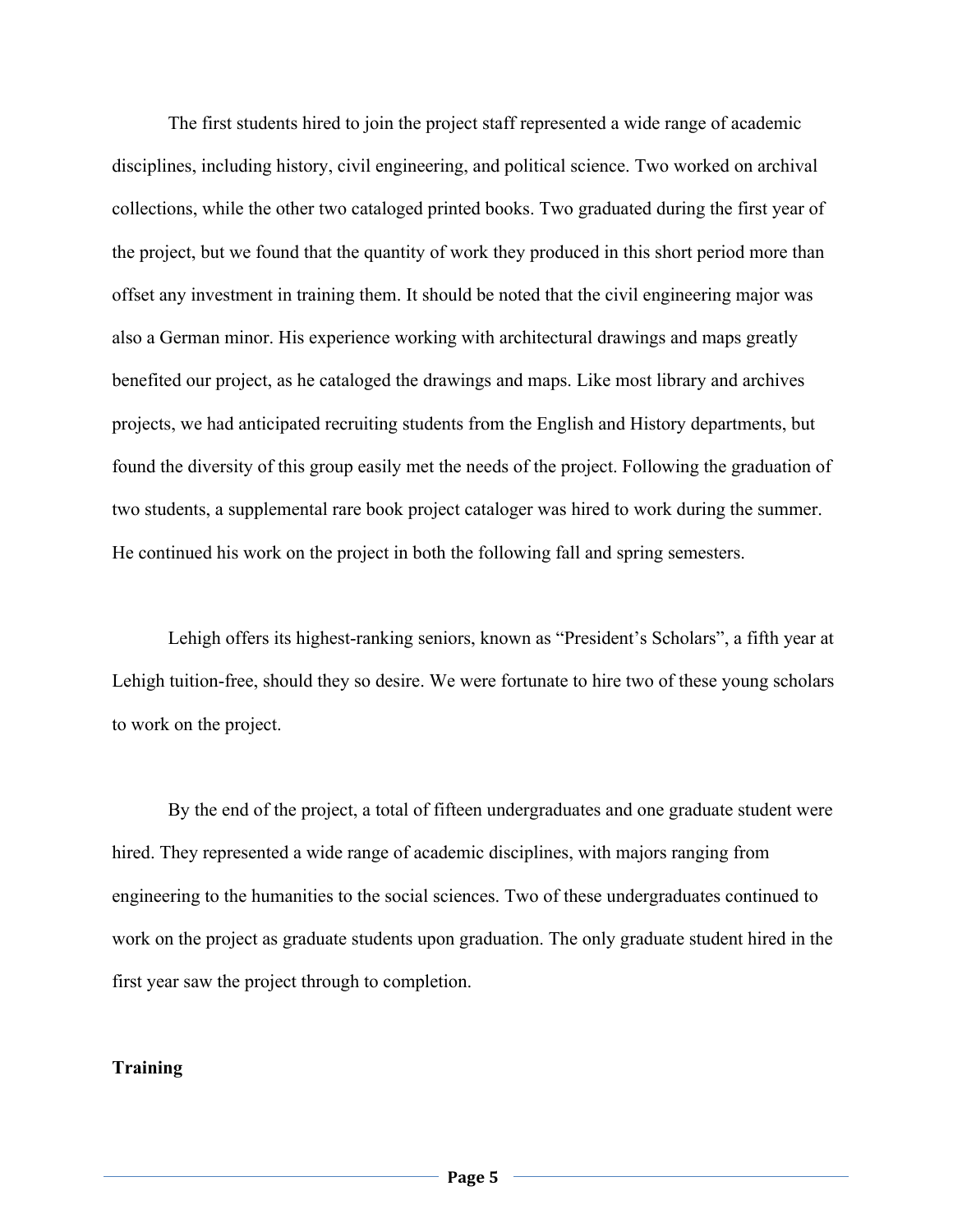The first students hired to join the project staff represented a wide range of academic disciplines, including history, civil engineering, and political science. Two worked on archival collections, while the other two cataloged printed books. Two graduated during the first year of the project, but we found that the quantity of work they produced in this short period more than offset any investment in training them. It should be noted that the civil engineering major was also a German minor. His experience working with architectural drawings and maps greatly benefited our project, as he cataloged the drawings and maps. Like most library and archives projects, we had anticipated recruiting students from the English and History departments, but found the diversity of this group easily met the needs of the project. Following the graduation of two students, a supplemental rare book project cataloger was hired to work during the summer. He continued his work on the project in both the following fall and spring semesters.

Lehigh offers its highest-ranking seniors, known as "President's Scholars", a fifth year at Lehigh tuition-free, should they so desire. We were fortunate to hire two of these young scholars to work on the project.

By the end of the project, a total of fifteen undergraduates and one graduate student were hired. They represented a wide range of academic disciplines, with majors ranging from engineering to the humanities to the social sciences. Two of these undergraduates continued to work on the project as graduate students upon graduation. The only graduate student hired in the first year saw the project through to completion.

**Training**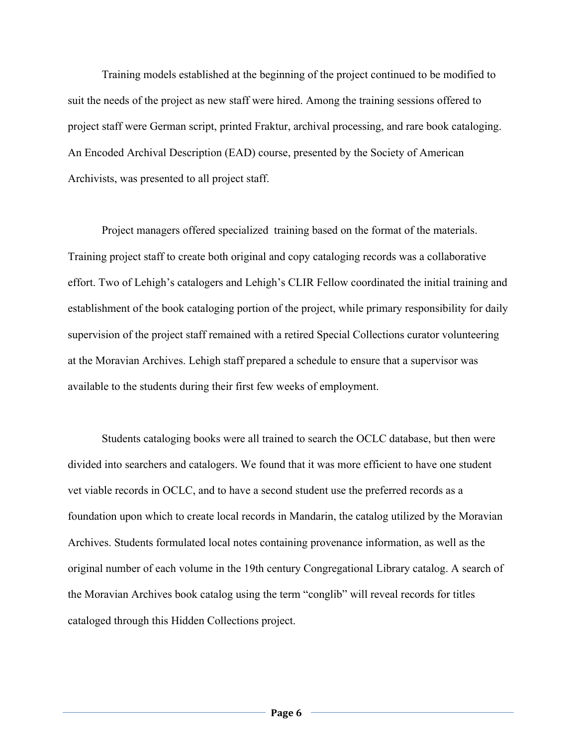Training models established at the beginning of the project continued to be modified to suit the needs of the project as new staff were hired. Among the training sessions offered to project staff were German script, printed Fraktur, archival processing, and rare book cataloging. An Encoded Archival Description (EAD) course, presented by the Society of American Archivists, was presented to all project staff.

Project managers offered specialized training based on the format of the materials. Training project staff to create both original and copy cataloging records was a collaborative effort. Two of Lehigh's catalogers and Lehigh's CLIR Fellow coordinated the initial training and establishment of the book cataloging portion of the project, while primary responsibility for daily supervision of the project staff remained with a retired Special Collections curator volunteering at the Moravian Archives. Lehigh staff prepared a schedule to ensure that a supervisor was available to the students during their first few weeks of employment.

Students cataloging books were all trained to search the OCLC database, but then were divided into searchers and catalogers. We found that it was more efficient to have one student vet viable records in OCLC, and to have a second student use the preferred records as a foundation upon which to create local records in Mandarin, the catalog utilized by the Moravian Archives. Students formulated local notes containing provenance information, as well as the original number of each volume in the 19th century Congregational Library catalog. A search of the Moravian Archives book catalog using the term "conglib" will reveal records for titles cataloged through this Hidden Collections project.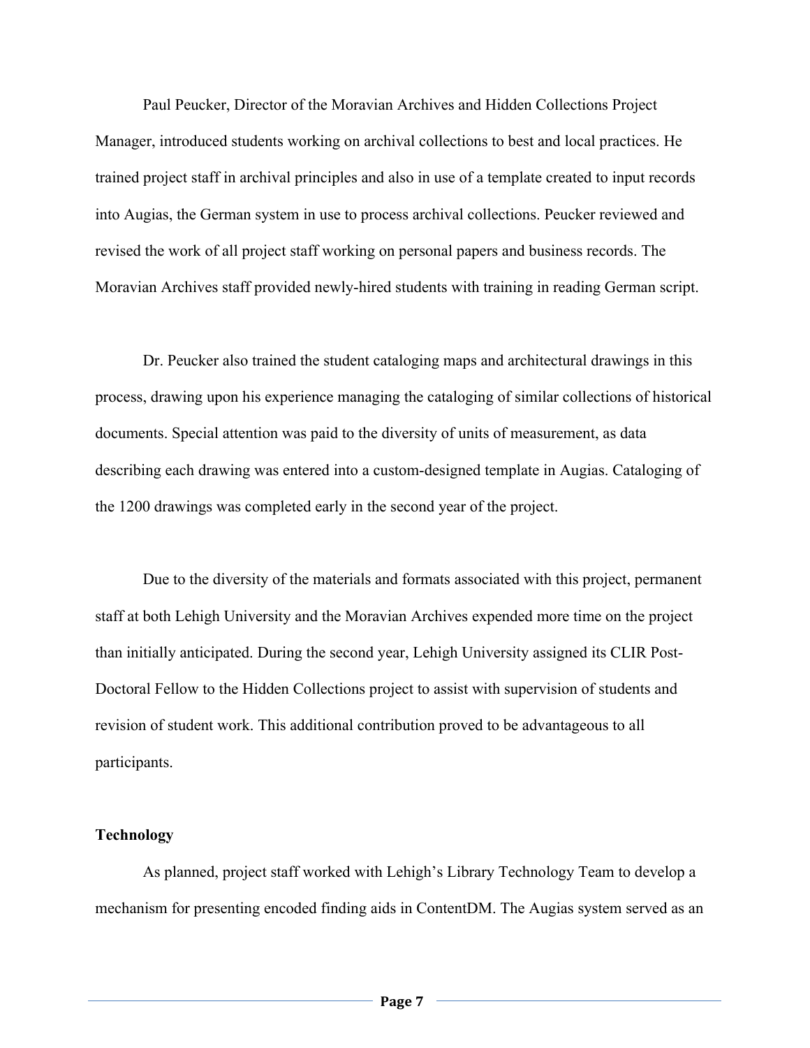Paul Peucker, Director of the Moravian Archives and Hidden Collections Project Manager, introduced students working on archival collections to best and local practices. He trained project staff in archival principles and also in use of a template created to input records into Augias, the German system in use to process archival collections. Peucker reviewed and revised the work of all project staff working on personal papers and business records. The Moravian Archives staff provided newly-hired students with training in reading German script.

Dr. Peucker also trained the student cataloging maps and architectural drawings in this process, drawing upon his experience managing the cataloging of similar collections of historical documents. Special attention was paid to the diversity of units of measurement, as data describing each drawing was entered into a custom-designed template in Augias. Cataloging of the 1200 drawings was completed early in the second year of the project.

Due to the diversity of the materials and formats associated with this project, permanent staff at both Lehigh University and the Moravian Archives expended more time on the project than initially anticipated. During the second year, Lehigh University assigned its CLIR Post-Doctoral Fellow to the Hidden Collections project to assist with supervision of students and revision of student work. This additional contribution proved to be advantageous to all participants.

**Technology**

As planned, project staff worked with Lehigh's Library Technology Team to develop a mechanism for presenting encoded finding aids in ContentDM. The Augias system served as an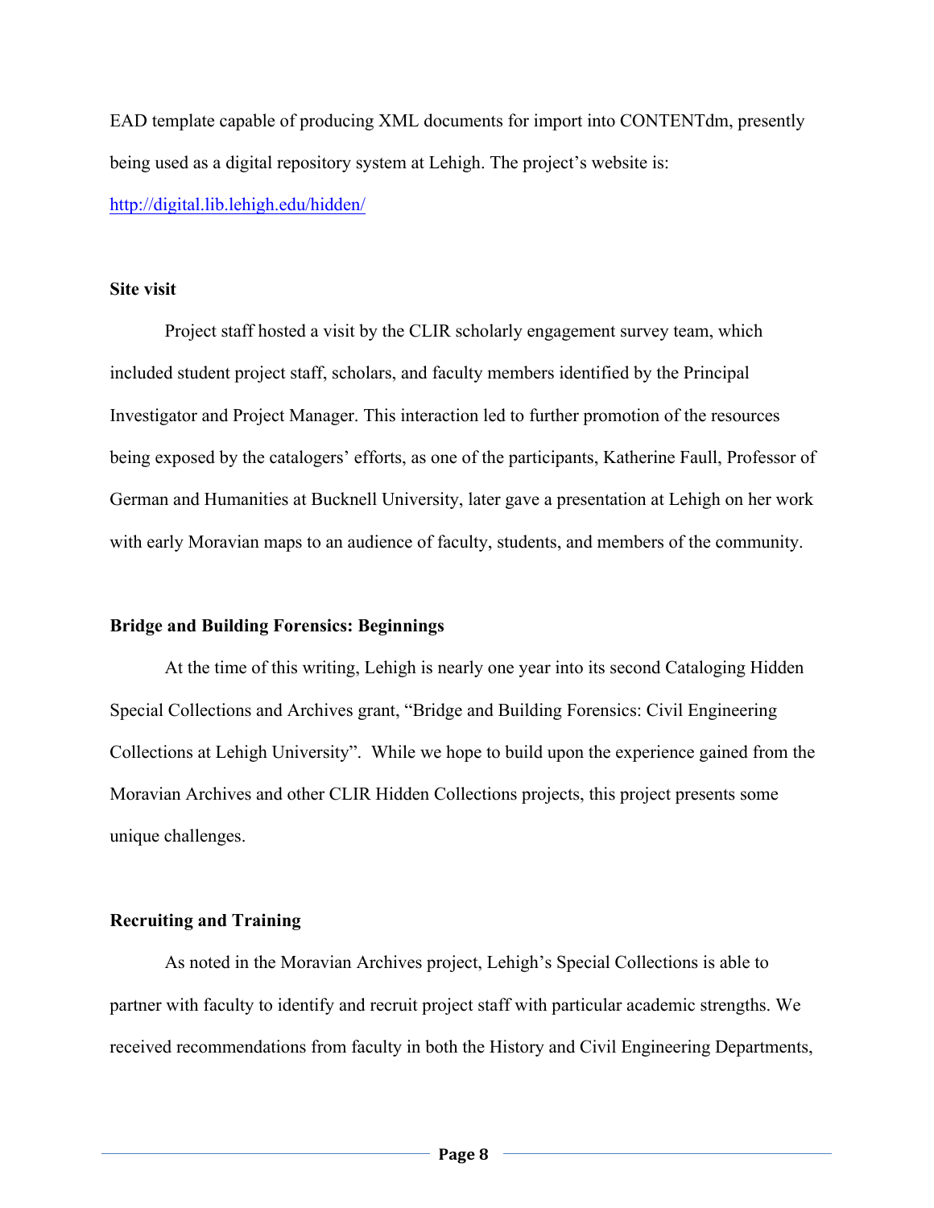EAD template capable of producing XML documents for import into CONTENTdm, presently being used as a digital repository system at Lehigh. The project's website is: http://digital.lib.lehigh.edu/hidden/

**Site visit**

Project staff hosted a visit by the CLIR scholarly engagement survey team, which included student project staff, scholars, and faculty members identified by the Principal Investigator and Project Manager. This interaction led to further promotion of the resources being exposed by the catalogers' efforts, as one of the participants, Katherine Faull, Professor of German and Humanities at Bucknell University, later gave a presentation at Lehigh on her work with early Moravian maps to an audience of faculty, students, and members of the community.

**Bridge and Building Forensics: Beginnings**

At the time of this writing, Lehigh is nearly one year into its second Cataloging Hidden Special Collections and Archives grant, "Bridge and Building Forensics: Civil Engineering Collections at Lehigh University". While we hope to build upon the experience gained from the Moravian Archives and other CLIR Hidden Collections projects, this project presents some unique challenges.

**Recruiting and Training**

As noted in the Moravian Archives project, Lehigh's Special Collections is able to partner with faculty to identify and recruit project staff with particular academic strengths. We received recommendations from faculty in both the History and Civil Engineering Departments,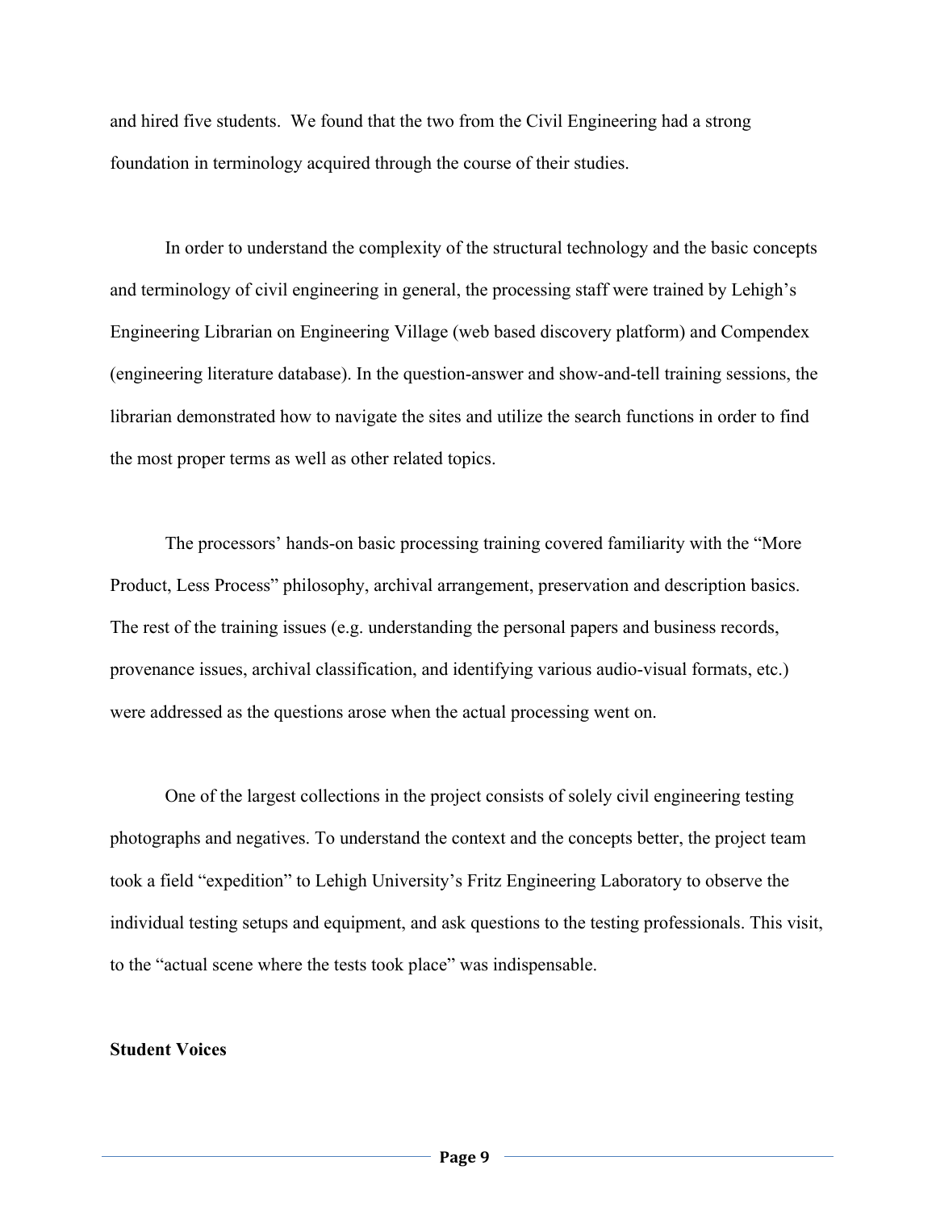and hired five students. We found that the two from the Civil Engineering had a strong foundation in terminology acquired through the course of their studies.

In order to understand the complexity of the structural technology and the basic concepts and terminology of civil engineering in general, the processing staff were trained by Lehigh's Engineering Librarian on Engineering Village (web based discovery platform) and Compendex (engineering literature database). In the question-answer and show-and-tell training sessions, the librarian demonstrated how to navigate the sites and utilize the search functions in order to find the most proper terms as well as other related topics.

The processors' hands-on basic processing training covered familiarity with the "More Product, Less Process" philosophy, archival arrangement, preservation and description basics. The rest of the training issues (e.g. understanding the personal papers and business records, provenance issues, archival classification, and identifying various audio-visual formats, etc.) were addressed as the questions arose when the actual processing went on.

One of the largest collections in the project consists of solely civil engineering testing photographs and negatives. To understand the context and the concepts better, the project team took a field "expedition" to Lehigh University's Fritz Engineering Laboratory to observe the individual testing setups and equipment, and ask questions to the testing professionals. This visit, to the "actual scene where the tests took place" was indispensable.

**Student Voices**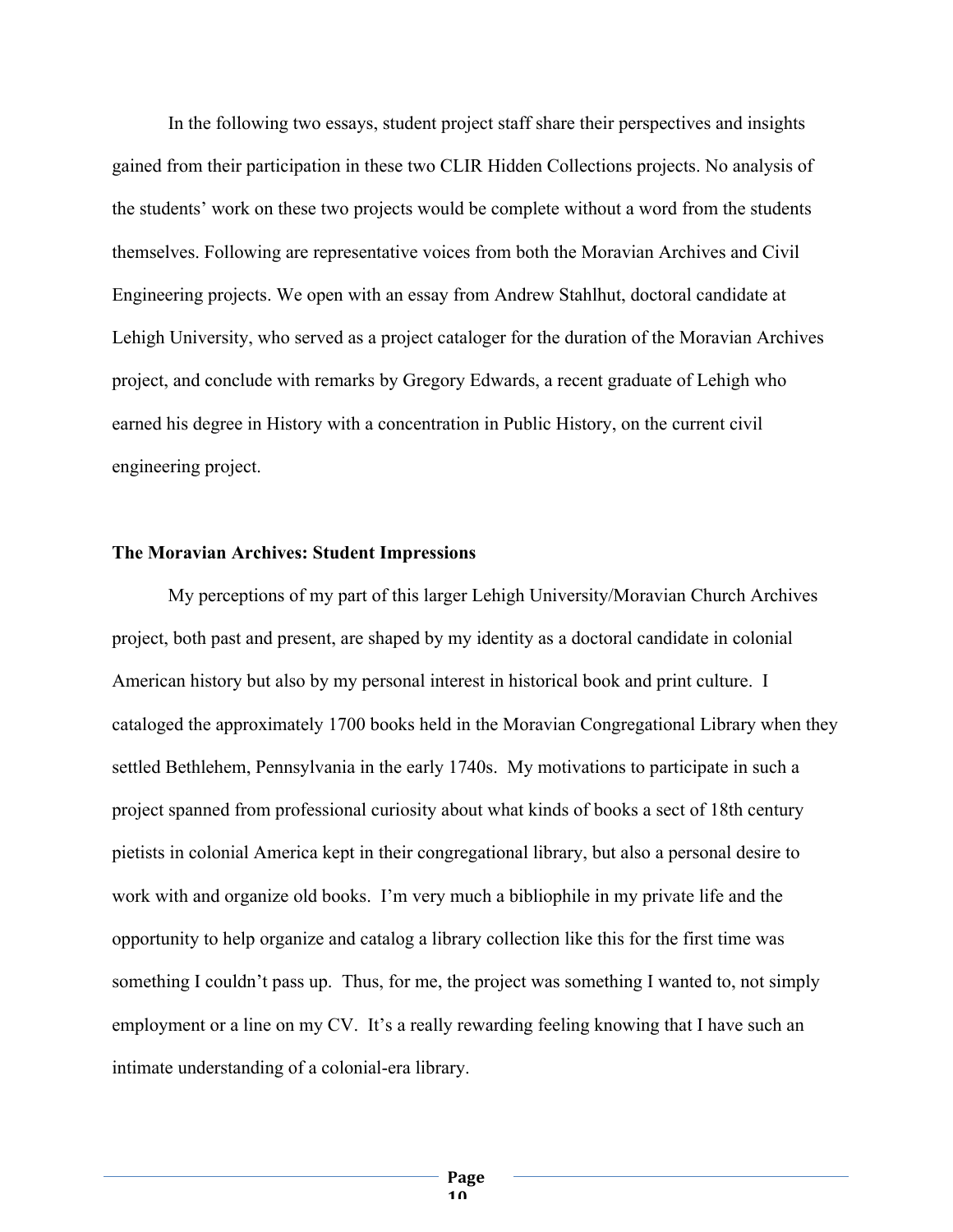In the following two essays, student project staff share their perspectives and insights gained from their participation in these two CLIR Hidden Collections projects. No analysis of the students' work on these two projects would be complete without a word from the students themselves. Following are representative voices from both the Moravian Archives and Civil Engineering projects. We open with an essay from Andrew Stahlhut, doctoral candidate at Lehigh University, who served as a project cataloger for the duration of the Moravian Archives project, and conclude with remarks by Gregory Edwards, a recent graduate of Lehigh who earned his degree in History with a concentration in Public History, on the current civil engineering project.

**The Moravian Archives: Student Impressions**

My perceptions of my part of this larger Lehigh University/Moravian Church Archives project, both past and present, are shaped by my identity as a doctoral candidate in colonial American history but also by my personal interest in historical book and print culture. I cataloged the approximately 1700 books held in the Moravian Congregational Library when they settled Bethlehem, Pennsylvania in the early 1740s. My motivations to participate in such a project spanned from professional curiosity about what kinds of books a sect of 18th century pietists in colonial America kept in their congregational library, but also a personal desire to work with and organize old books. I'm very much a bibliophile in my private life and the opportunity to help organize and catalog a library collection like this for the first time was something I couldn't pass up. Thus, for me, the project was something I wanted to, not simply employment or a line on my CV. It's a really rewarding feeling knowing that I have such an intimate understanding of a colonial-era library.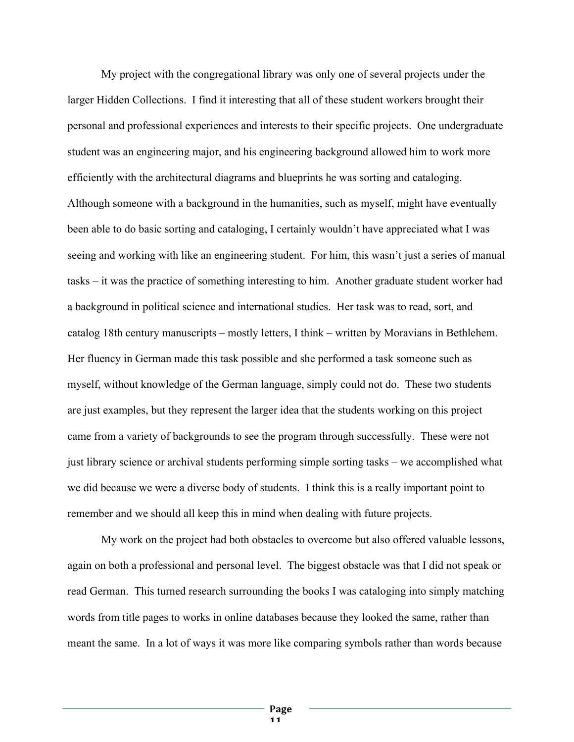My project with the congregational library was only one of several projects under the larger Hidden Collections. I find it interesting that all of these student workers brought their personal and professional experiences and interests to their specific projects. One undergraduate student was an engineering major, and his engineering background allowed him to work more efficiently with the architectural diagrams and blueprints he was sorting and cataloging. Although someone with a background in the humanities, such as myself, might have eventually been able to do basic sorting and cataloging, I certainly wouldn't have appreciated what I was seeing and working with like an engineering student. For him, this wasn't just a series of manual tasks – it was the practice of something interesting to him. Another graduate student worker had a background in political science and international studies. Her task was to read, sort, and catalog 18th century manuscripts – mostly letters, I think – written by Moravians in Bethlehem. Her fluency in German made this task possible and she performed a task someone such as myself, without knowledge of the German language, simply could not do. These two students are just examples, but they represent the larger idea that the students working on this project came from a variety of backgrounds to see the program through successfully. These were not just library science or archival students performing simple sorting tasks – we accomplished what we did because we were a diverse body of students. I think this is a really important point to remember and we should all keep this in mind when dealing with future projects.

My work on the project had both obstacles to overcome but also offered valuable lessons, again on both a professional and personal level. The biggest obstacle was that I did not speak or read German. This turned research surrounding the books I was cataloging into simply matching words from title pages to works in online databases because they looked the same, rather than meant the same. In a lot of ways it was more like comparing symbols rather than words because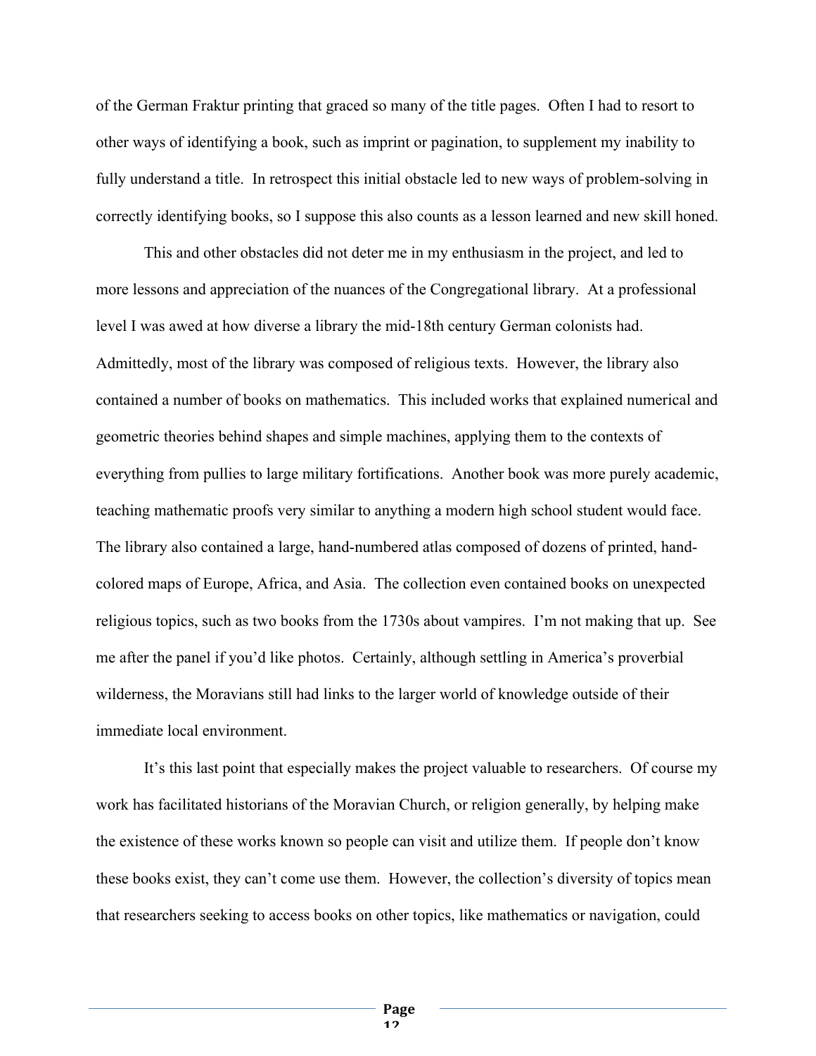of the German Fraktur printing that graced so many of the title pages. Often I had to resort to other ways of identifying a book, such as imprint or pagination, to supplement my inability to fully understand a title. In retrospect this initial obstacle led to new ways of problem-solving in correctly identifying books, so I suppose this also counts as a lesson learned and new skill honed.

This and other obstacles did not deter me in my enthusiasm in the project, and led to more lessons and appreciation of the nuances of the Congregational library. At a professional level I was awed at how diverse a library the mid-18th century German colonists had. Admittedly, most of the library was composed of religious texts. However, the library also contained a number of books on mathematics. This included works that explained numerical and geometric theories behind shapes and simple machines, applying them to the contexts of everything from pullies to large military fortifications. Another book was more purely academic, teaching mathematic proofs very similar to anything a modern high school student would face. The library also contained a large, hand-numbered atlas composed of dozens of printed, hand-colored maps of Europe, Africa, and Asia. The collection even contained books on unexpected religious topics, such as two books from the 1730s about vampires. I'm not making that up. See me after the panel if you'd like photos. Certainly, although settling in America's proverbial wilderness, the Moravians still had links to the larger world of knowledge outside of their immediate local environment.

It's this last point that especially makes the project valuable to researchers. Of course my work has facilitated historians of the Moravian Church, or religion generally, by helping make the existence of these works known so people can visit and utilize them. If people don't know these books exist, they can't come use them. However, the collection's diversity of topics mean that researchers seeking to access books on other topics, like mathematics or navigation, could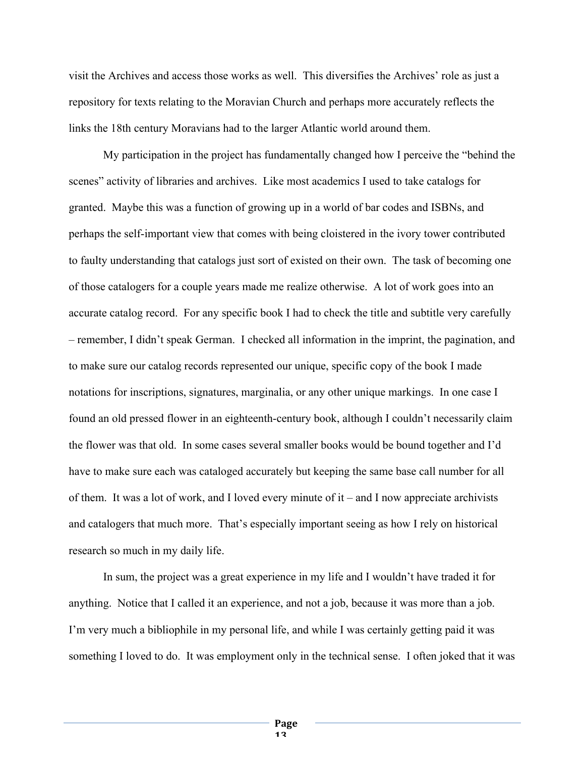visit the Archives and access those works as well. This diversifies the Archives' role as just a repository for texts relating to the Moravian Church and perhaps more accurately reflects the links the 18th century Moravians had to the larger Atlantic world around them.

My participation in the project has fundamentally changed how I perceive the "behind the scenes" activity of libraries and archives. Like most academics I used to take catalogs for granted. Maybe this was a function of growing up in a world of bar codes and ISBNs, and perhaps the self-important view that comes with being cloistered in the ivory tower contributed to faulty understanding that catalogs just sort of existed on their own. The task of becoming one of those catalogers for a couple years made me realize otherwise. A lot of work goes into an accurate catalog record. For any specific book I had to check the title and subtitle very carefully – remember, I didn't speak German. I checked all information in the imprint, the pagination, and to make sure our catalog records represented our unique, specific copy of the book I made notations for inscriptions, signatures, marginalia, or any other unique markings. In one case I found an old pressed flower in an eighteenth-century book, although I couldn't necessarily claim the flower was that old. In some cases several smaller books would be bound together and I'd have to make sure each was cataloged accurately but keeping the same base call number for all of them. It was a lot of work, and I loved every minute of it – and I now appreciate archivists and catalogers that much more. That's especially important seeing as how I rely on historical research so much in my daily life.

In sum, the project was a great experience in my life and I wouldn't have traded it for anything. Notice that I called it an experience, and not a job, because it was more than a job. I'm very much a bibliophile in my personal life, and while I was certainly getting paid it was something I loved to do. It was employment only in the technical sense. I often joked that it was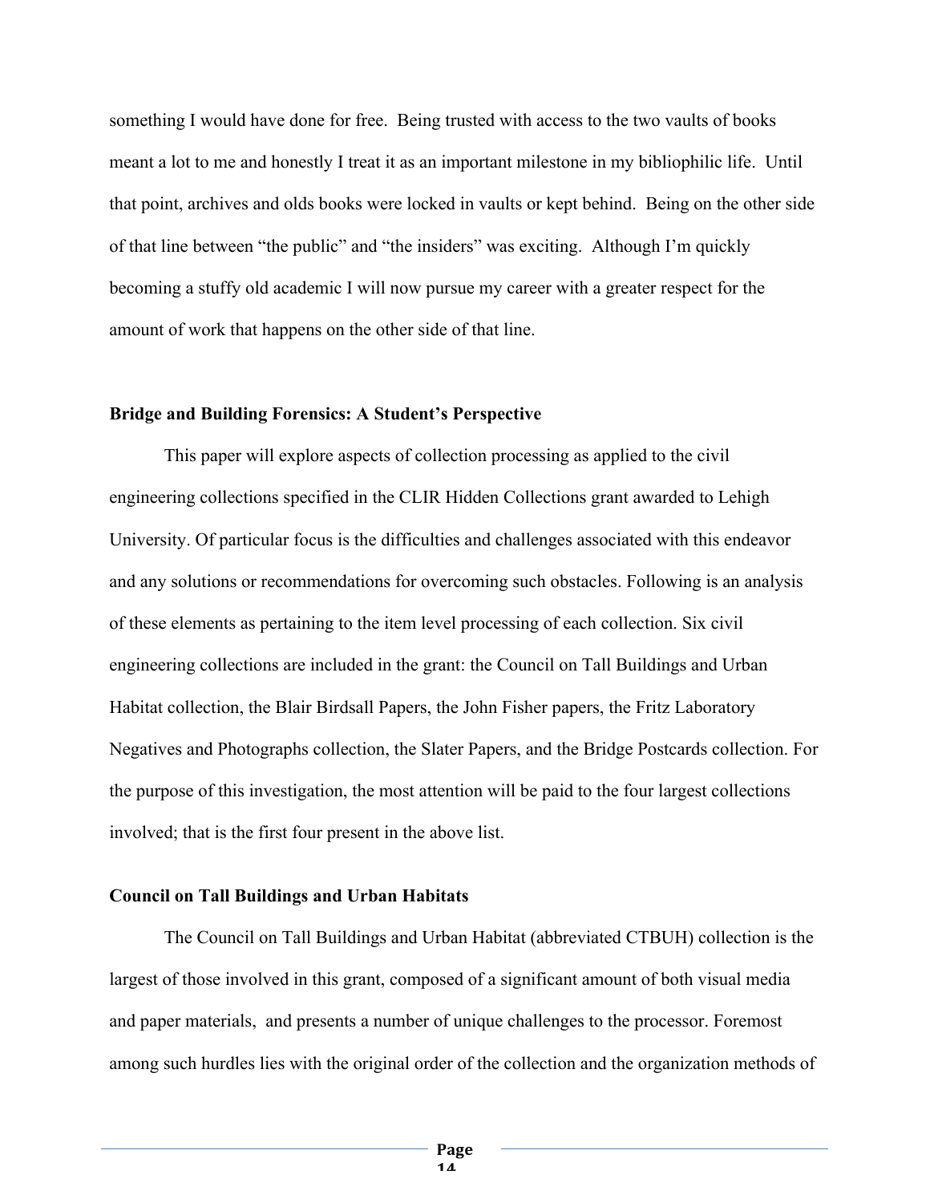something I would have done for free. Being trusted with access to the two vaults of books meant a lot to me and honestly I treat it as an important milestone in my bibliophilic life. Until that point, archives and olds books were locked in vaults or kept behind. Being on the other side of that line between "the public" and "the insiders" was exciting. Although I'm quickly becoming a stuffy old academic I will now pursue my career with a greater respect for the amount of work that happens on the other side of that line.

**Bridge and Building Forensics: A Student's Perspective**

This paper will explore aspects of collection processing as applied to the civil engineering collections specified in the CLIR Hidden Collections grant awarded to Lehigh University. Of particular focus is the difficulties and challenges associated with this endeavor and any solutions or recommendations for overcoming such obstacles. Following is an analysis of these elements as pertaining to the item level processing of each collection. Six civil engineering collections are included in the grant: the Council on Tall Buildings and Urban Habitat collection, the Blair Birdsall Papers, the John Fisher papers, the Fritz Laboratory Negatives and Photographs collection, the Slater Papers, and the Bridge Postcards collection. For the purpose of this investigation, the most attention will be paid to the four largest collections involved; that is the first four present in the above list.

**Council on Tall Buildings and Urban Habitats**

The Council on Tall Buildings and Urban Habitat (abbreviated CTBUH) collection is the largest of those involved in this grant, composed of a significant amount of both visual media and paper materials, and presents a number of unique challenges to the processor. Foremost among such hurdles lies with the original order of the collection and the organization methods of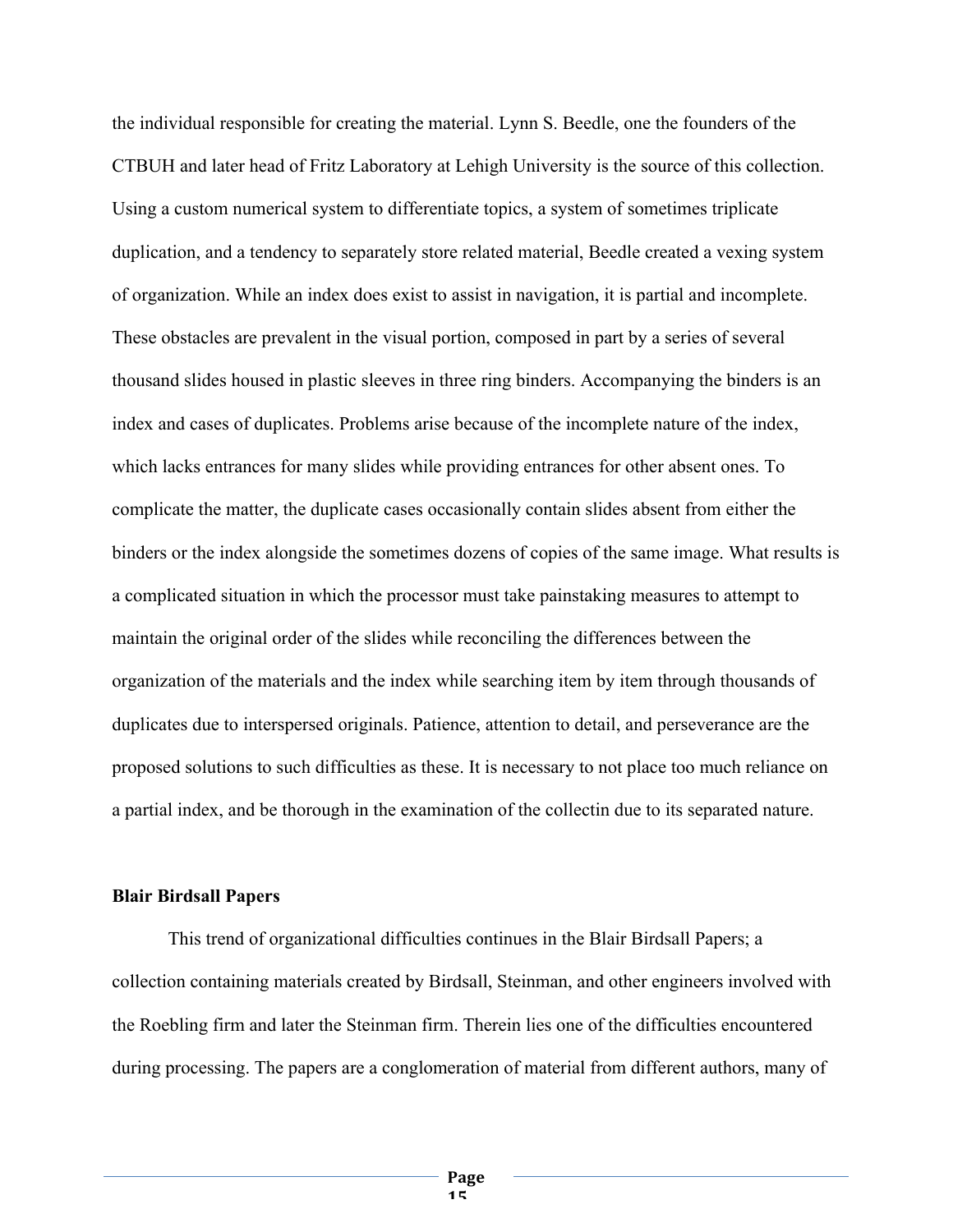the individual responsible for creating the material. Lynn S. Beedle, one the founders of the CTBUH and later head of Fritz Laboratory at Lehigh University is the source of this collection. Using a custom numerical system to differentiate topics, a system of sometimes triplicate duplication, and a tendency to separately store related material, Beedle created a vexing system of organization. While an index does exist to assist in navigation, it is partial and incomplete. These obstacles are prevalent in the visual portion, composed in part by a series of several thousand slides housed in plastic sleeves in three ring binders. Accompanying the binders is an index and cases of duplicates. Problems arise because of the incomplete nature of the index, which lacks entrances for many slides while providing entrances for other absent ones. To complicate the matter, the duplicate cases occasionally contain slides absent from either the binders or the index alongside the sometimes dozens of copies of the same image. What results is a complicated situation in which the processor must take painstaking measures to attempt to maintain the original order of the slides while reconciling the differences between the organization of the materials and the index while searching item by item through thousands of duplicates due to interspersed originals. Patience, attention to detail, and perseverance are the proposed solutions to such difficulties as these. It is necessary to not place too much reliance on a partial index, and be thorough in the examination of the collectin due to its separated nature.

**Blair Birdsall Papers**

This trend of organizational difficulties continues in the Blair Birdsall Papers; a collection containing materials created by Birdsall, Steinman, and other engineers involved with the Roebling firm and later the Steinman firm. Therein lies one of the difficulties encountered during processing. The papers are a conglomeration of material from different authors, many of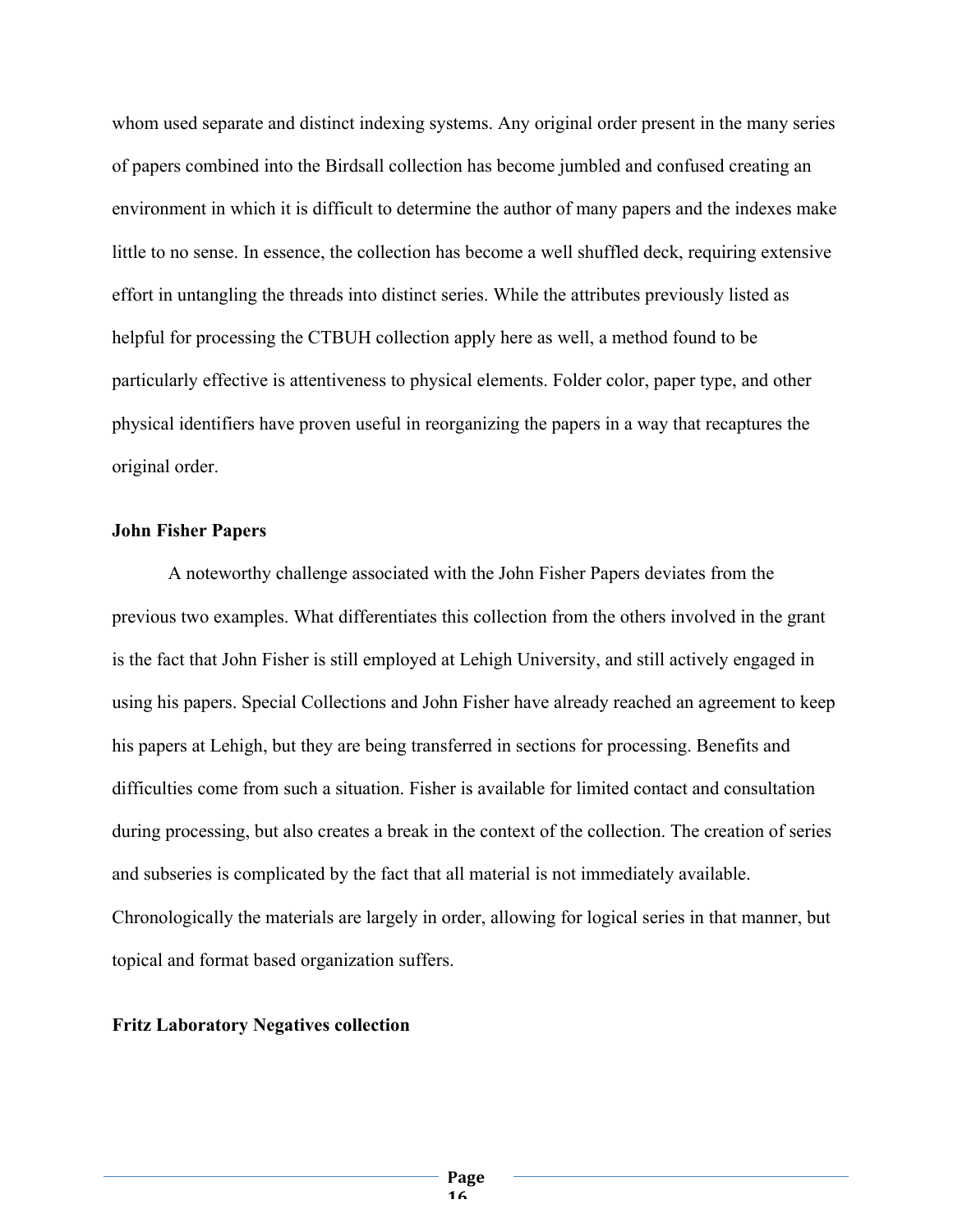whom used separate and distinct indexing systems. Any original order present in the many series of papers combined into the Birdsall collection has become jumbled and confused creating an environment in which it is difficult to determine the author of many papers and the indexes make little to no sense. In essence, the collection has become a well shuffled deck, requiring extensive effort in untangling the threads into distinct series. While the attributes previously listed as helpful for processing the CTBUH collection apply here as well, a method found to be particularly effective is attentiveness to physical elements. Folder color, paper type, and other physical identifiers have proven useful in reorganizing the papers in a way that recaptures the original order.

**John Fisher Papers**

A noteworthy challenge associated with the John Fisher Papers deviates from the previous two examples. What differentiates this collection from the others involved in the grant is the fact that John Fisher is still employed at Lehigh University, and still actively engaged in using his papers. Special Collections and John Fisher have already reached an agreement to keep his papers at Lehigh, but they are being transferred in sections for processing. Benefits and difficulties come from such a situation. Fisher is available for limited contact and consultation during processing, but also creates a break in the context of the collection. The creation of series and subseries is complicated by the fact that all material is not immediately available. Chronologically the materials are largely in order, allowing for logical series in that manner, but topical and format based organization suffers.

**Fritz Laboratory Negatives collection**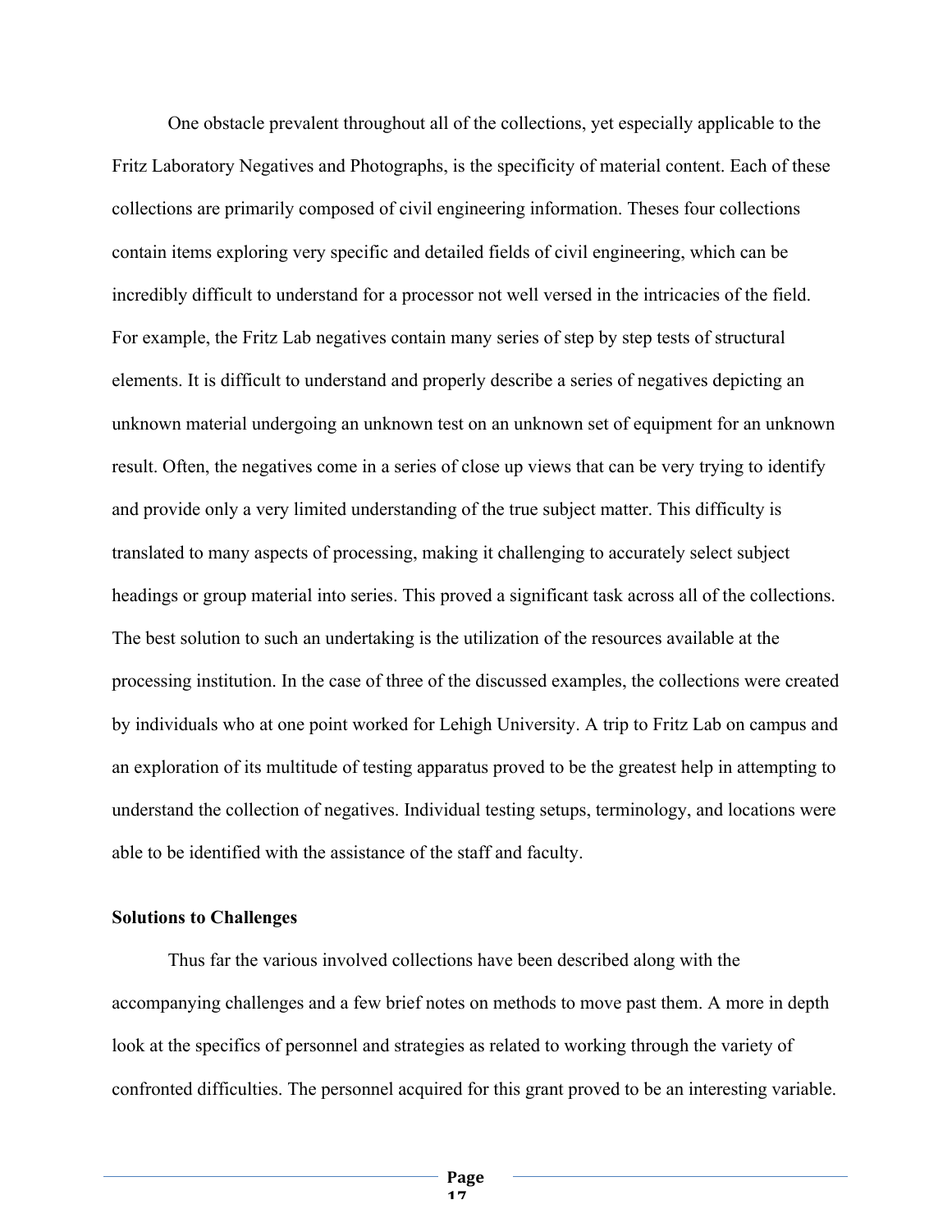One obstacle prevalent throughout all of the collections, yet especially applicable to the Fritz Laboratory Negatives and Photographs, is the specificity of material content. Each of these collections are primarily composed of civil engineering information. Theses four collections contain items exploring very specific and detailed fields of civil engineering, which can be incredibly difficult to understand for a processor not well versed in the intricacies of the field. For example, the Fritz Lab negatives contain many series of step by step tests of structural elements. It is difficult to understand and properly describe a series of negatives depicting an unknown material undergoing an unknown test on an unknown set of equipment for an unknown result. Often, the negatives come in a series of close up views that can be very trying to identify and provide only a very limited understanding of the true subject matter. This difficulty is translated to many aspects of processing, making it challenging to accurately select subject headings or group material into series. This proved a significant task across all of the collections. The best solution to such an undertaking is the utilization of the resources available at the processing institution. In the case of three of the discussed examples, the collections were created by individuals who at one point worked for Lehigh University. A trip to Fritz Lab on campus and an exploration of its multitude of testing apparatus proved to be the greatest help in attempting to understand the collection of negatives. Individual testing setups, terminology, and locations were able to be identified with the assistance of the staff and faculty.

**Solutions to Challenges**

Thus far the various involved collections have been described along with the accompanying challenges and a few brief notes on methods to move past them. A more in depth look at the specifics of personnel and strategies as related to working through the variety of confronted difficulties. The personnel acquired for this grant proved to be an interesting variable.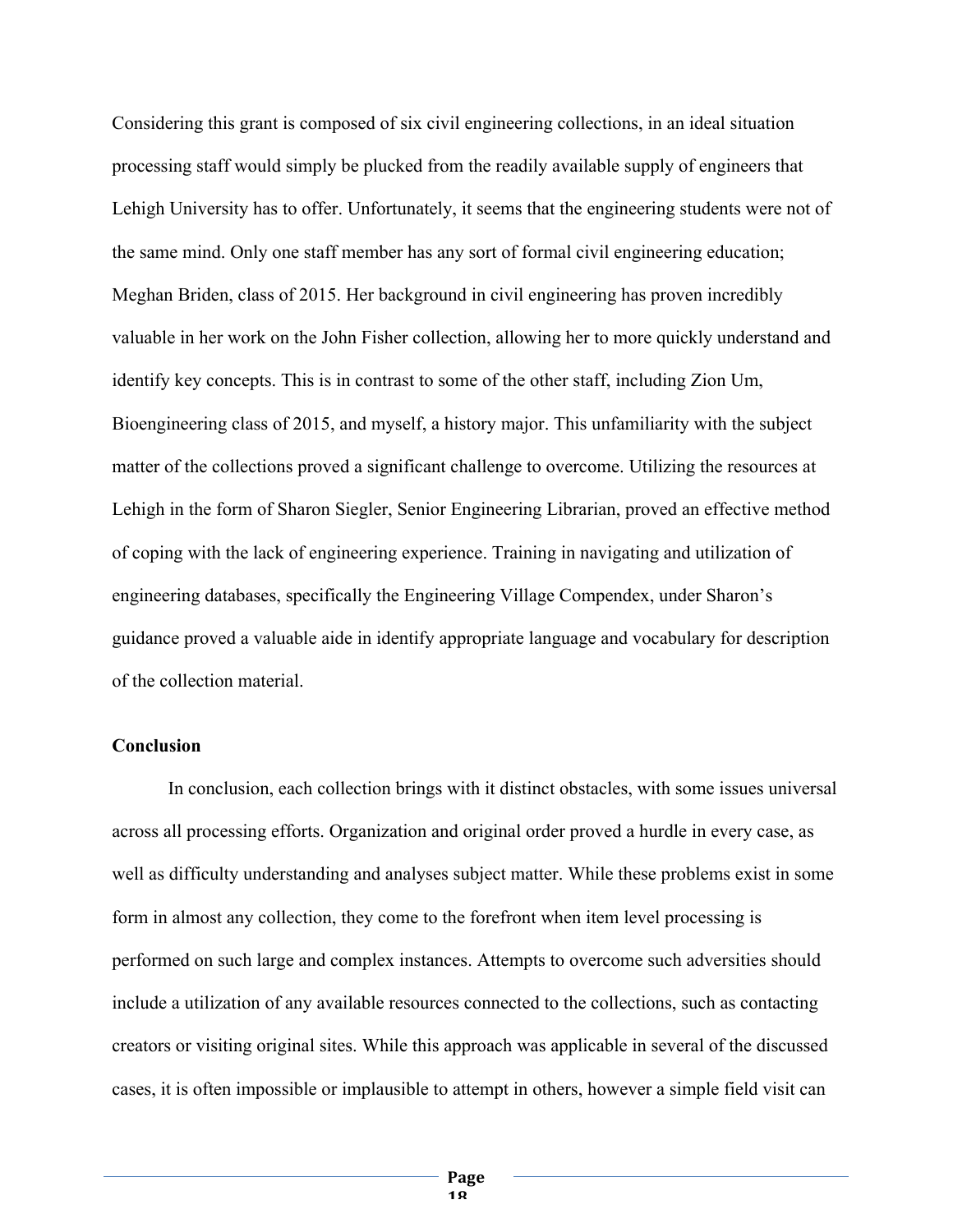Considering this grant is composed of six civil engineering collections, in an ideal situation processing staff would simply be plucked from the readily available supply of engineers that Lehigh University has to offer. Unfortunately, it seems that the engineering students were not of the same mind. Only one staff member has any sort of formal civil engineering education; Meghan Briden, class of 2015. Her background in civil engineering has proven incredibly valuable in her work on the John Fisher collection, allowing her to more quickly understand and identify key concepts. This is in contrast to some of the other staff, including Zion Um, Bioengineering class of 2015, and myself, a history major. This unfamiliarity with the subject matter of the collections proved a significant challenge to overcome. Utilizing the resources at Lehigh in the form of Sharon Siegler, Senior Engineering Librarian, proved an effective method of coping with the lack of engineering experience. Training in navigating and utilization of engineering databases, specifically the Engineering Village Compendex, under Sharon's guidance proved a valuable aide in identify appropriate language and vocabulary for description of the collection material.

**Conclusion**

In conclusion, each collection brings with it distinct obstacles, with some issues universal across all processing efforts. Organization and original order proved a hurdle in every case, as well as difficulty understanding and analyses subject matter. While these problems exist in some form in almost any collection, they come to the forefront when item level processing is performed on such large and complex instances. Attempts to overcome such adversities should include a utilization of any available resources connected to the collections, such as contacting creators or visiting original sites. While this approach was applicable in several of the discussed cases, it is often impossible or implausible to attempt in others, however a simple field visit can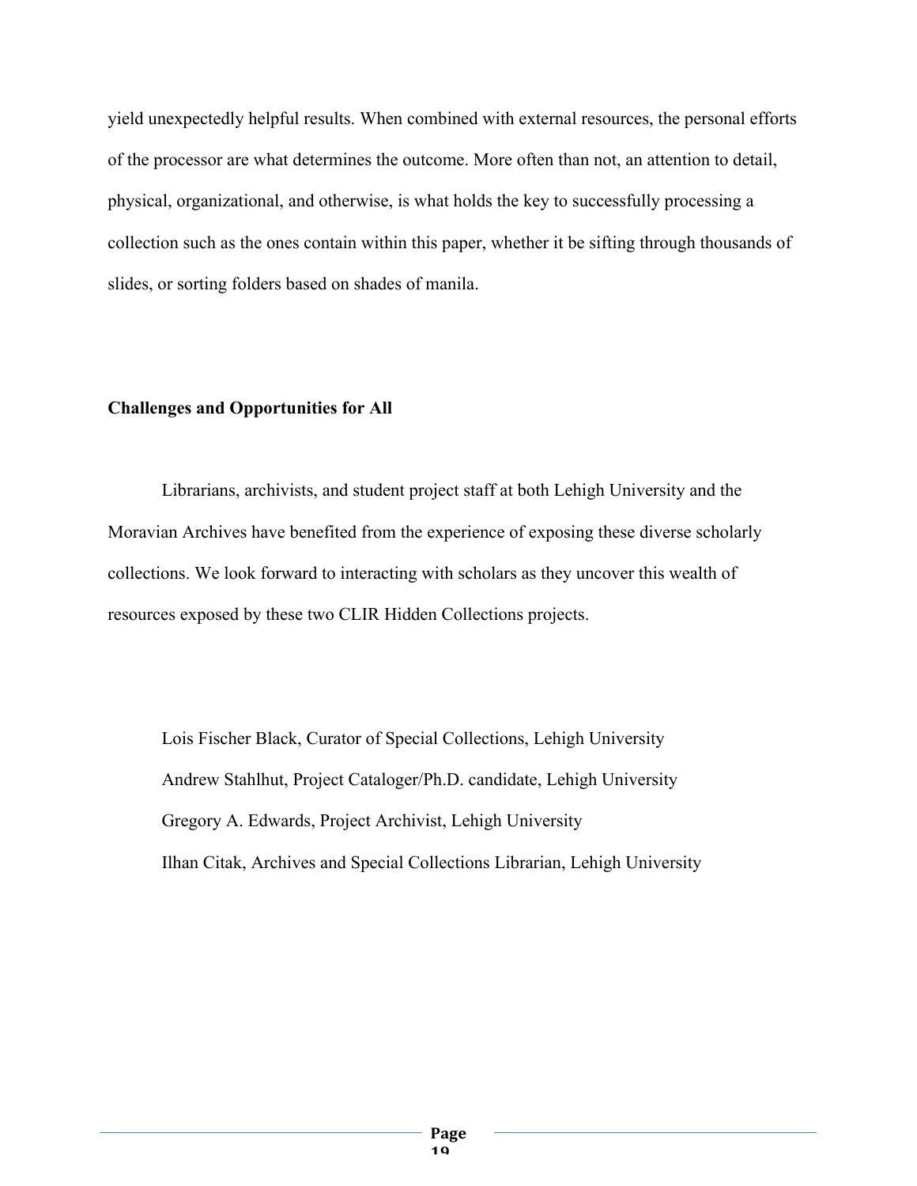yield unexpectedly helpful results. When combined with external resources, the personal efforts of the processor are what determines the outcome. More often than not, an attention to detail, physical, organizational, and otherwise, is what holds the key to successfully processing a collection such as the ones contain within this paper, whether it be sifting through thousands of slides, or sorting folders based on shades of manila.

## Challenges and Opportunities for All

Librarians, archivists, and student project staff at both Lehigh University and the Moravian Archives have benefited from the experience of exposing these diverse scholarly collections. We look forward to interacting with scholars as they uncover this wealth of resources exposed by these two CLIR Hidden Collections projects.

Lois Fischer Black, Curator of Special Collections, Lehigh University

Andrew Stahlhut, Project Cataloger/Ph.D. candidate, Lehigh University

Gregory A. Edwards, Project Archivist, Lehigh University

Ilhan Citak, Archives and Special Collections Librarian, Lehigh University